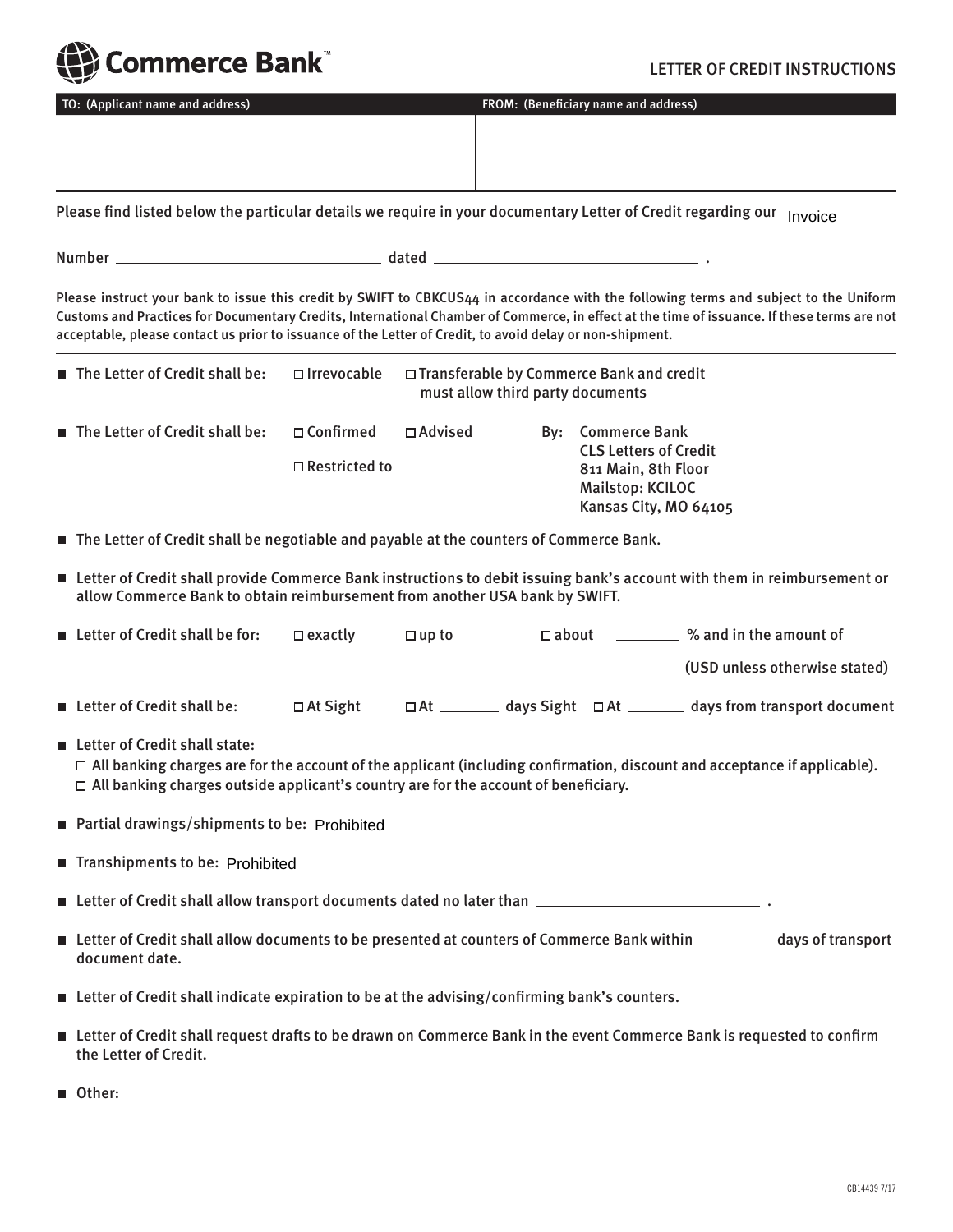# Commerce Bank™

## LETTER OF CREDIT INSTRUCTIONS

| TO: (Applicant name and address) | FROM: (Beneficiary name and address) |
|---|---|
| | |

Please find listed below the particular details we require in your documentary Letter of Credit regarding our Invoice

Number ______________________ dated ______________________ .

Please instruct your bank to issue this credit by SWIFT to CBKCUS44 in accordance with the following terms and subject to the Uniform Customs and Practices for Documentary Credits, International Chamber of Commerce, in effect at the time of issuance. If these terms are not acceptable, please contact us prior to issuance of the Letter of Credit, to avoid delay or non-shipment.

- The Letter of Credit shall be: ☐ Irrevocable ☐ Transferable by Commerce Bank and credit must allow third party documents
- The Letter of Credit shall be: ☐ Confirmed ☐ Advised ☐ Restricted to By: Commerce Bank, CLS Letters of Credit, 811 Main, 8th Floor, Mailstop: KCILOC, Kansas City, MO 64105
- The Letter of Credit shall be negotiable and payable at the counters of Commerce Bank.
- Letter of Credit shall provide Commerce Bank instructions to debit issuing bank's account with them in reimbursement or allow Commerce Bank to obtain reimbursement from another USA bank by SWIFT.
- Letter of Credit shall be for: ☐ exactly ☐ up to ☐ about ________ % and in the amount of ______________________ (USD unless otherwise stated)
- Letter of Credit shall be: ☐ At Sight ☐ At ________ days Sight ☐ At ________ days from transport document
- Letter of Credit shall state:
  - ☐ All banking charges are for the account of the applicant (including confirmation, discount and acceptance if applicable).
  - ☐ All banking charges outside applicant's country are for the account of beneficiary.
- Partial drawings/shipments to be: Prohibited
- Transhipments to be: Prohibited
- Letter of Credit shall allow transport documents dated no later than ______________________ .
- Letter of Credit shall allow documents to be presented at counters of Commerce Bank within ________ days of transport document date.
- Letter of Credit shall indicate expiration to be at the advising/confirming bank's counters.
- Letter of Credit shall request drafts to be drawn on Commerce Bank in the event Commerce Bank is requested to confirm the Letter of Credit.
- Other:

CB14439 7/17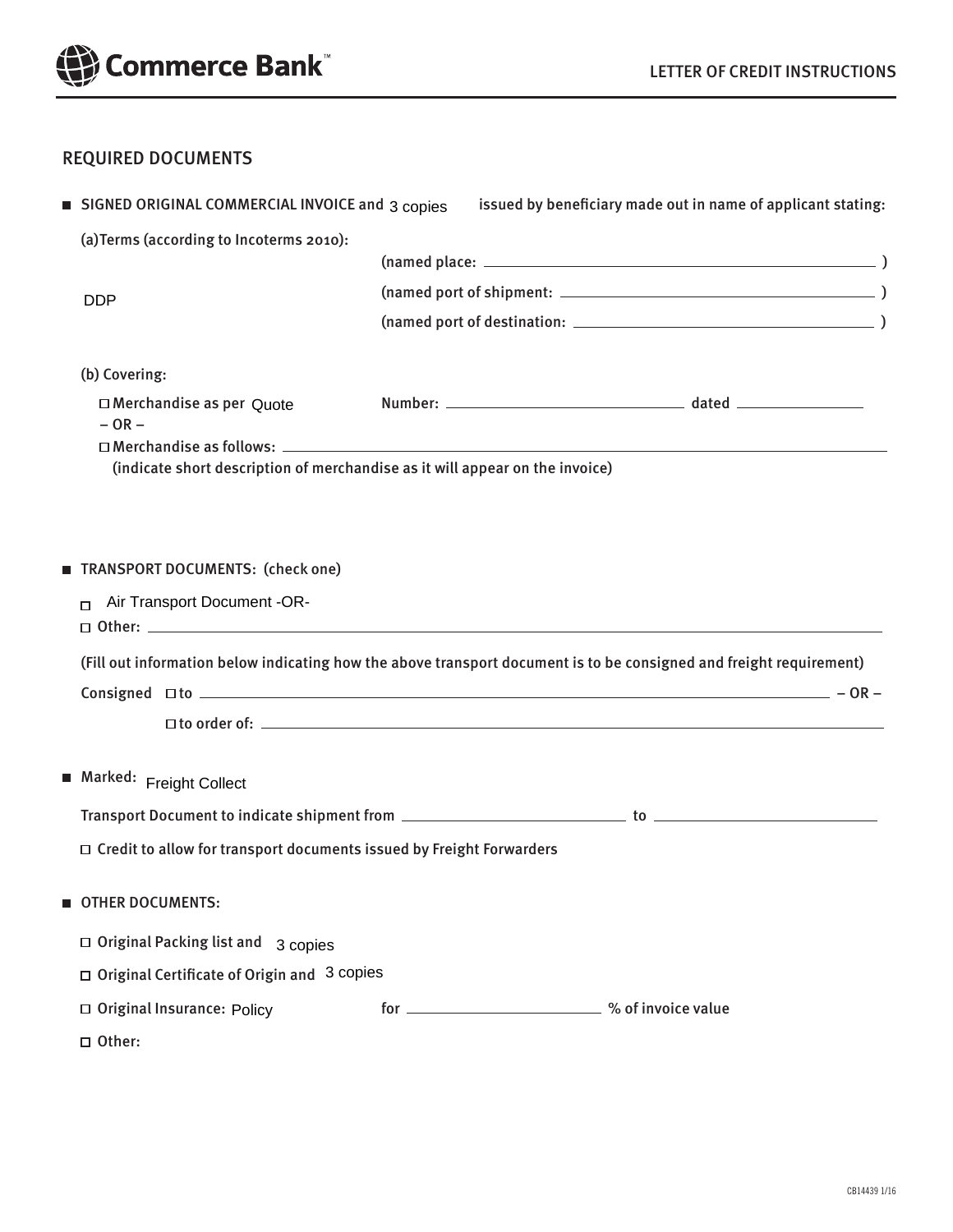Commerce Bank™

LETTER OF CREDIT INSTRUCTIONS

## REQUIRED DOCUMENTS

- SIGNED ORIGINAL COMMERCIAL INVOICE and 3 copies issued by beneficiary made out in name of applicant stating:

  (a) Terms (according to Incoterms 2010):

  DDP

  (named place: ______________________ )

  (named port of shipment: ______________________ )

  (named port of destination: ______________________ )

  (b) Covering:

  ☐ Merchandise as per Quote Number: ______________ dated ______________

  – OR –

  ☐ Merchandise as follows: ______________________

  (indicate short description of merchandise as it will appear on the invoice)

- TRANSPORT DOCUMENTS: (check one)

  ☐ Air Transport Document -OR-

  ☐ Other: ______________________

  (Fill out information below indicating how the above transport document is to be consigned and freight requirement)

  Consigned ☐ to ______________________ – OR –

  ☐ to order of: ______________________

- Marked: Freight Collect

  Transport Document to indicate shipment from ______________ to ______________

  ☐ Credit to allow for transport documents issued by Freight Forwarders

- OTHER DOCUMENTS:

  ☐ Original Packing list and 3 copies

  ☐ Original Certificate of Origin and 3 copies

  ☐ Original Insurance: Policy for ______________ % of invoice value

  ☐ Other:

CB14439 1/16